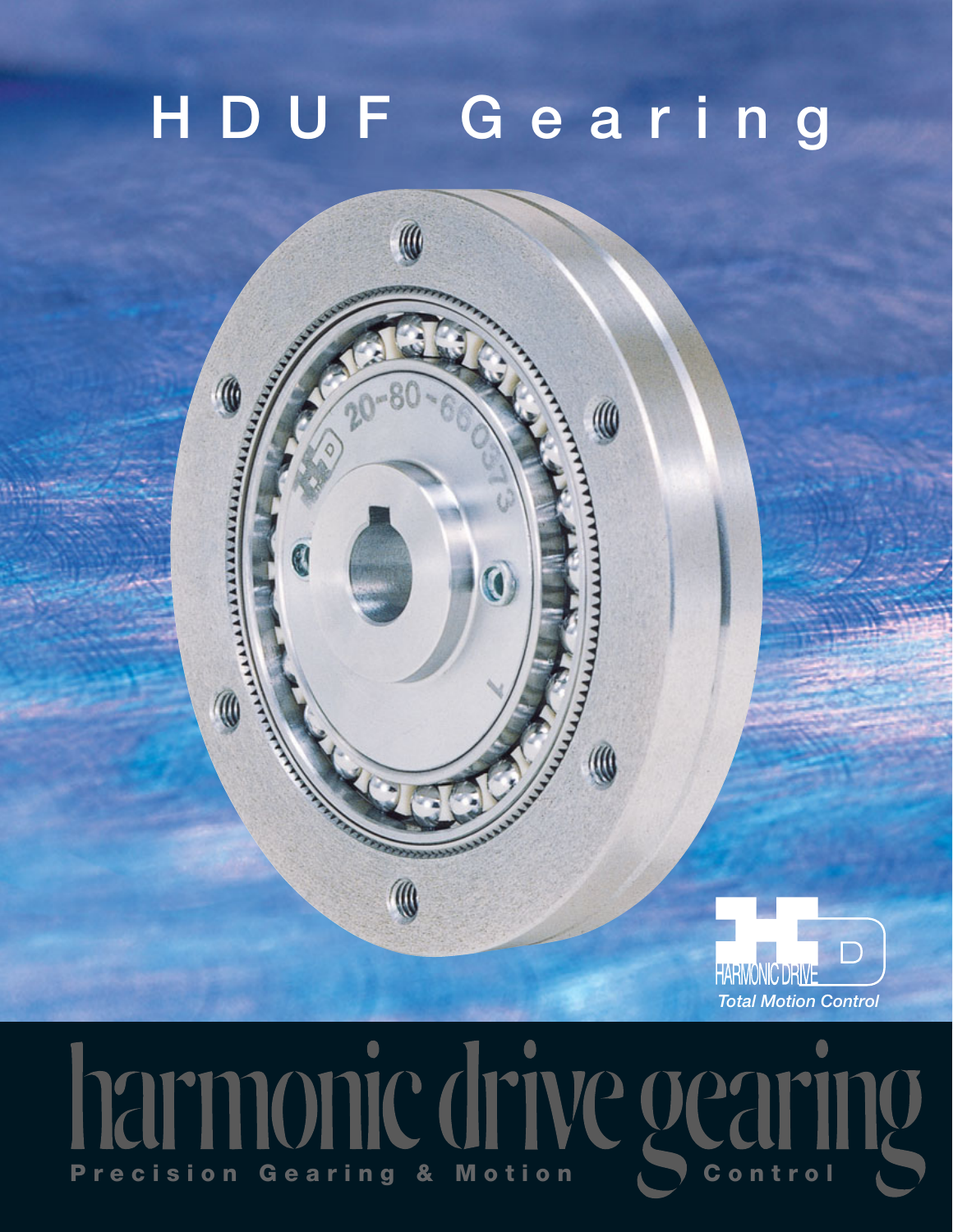# HDUF Gearing

HARMONIC DRIVE

*Total Motion Control*

harmonic drive gearing

**Precision Gearing & Motion Control**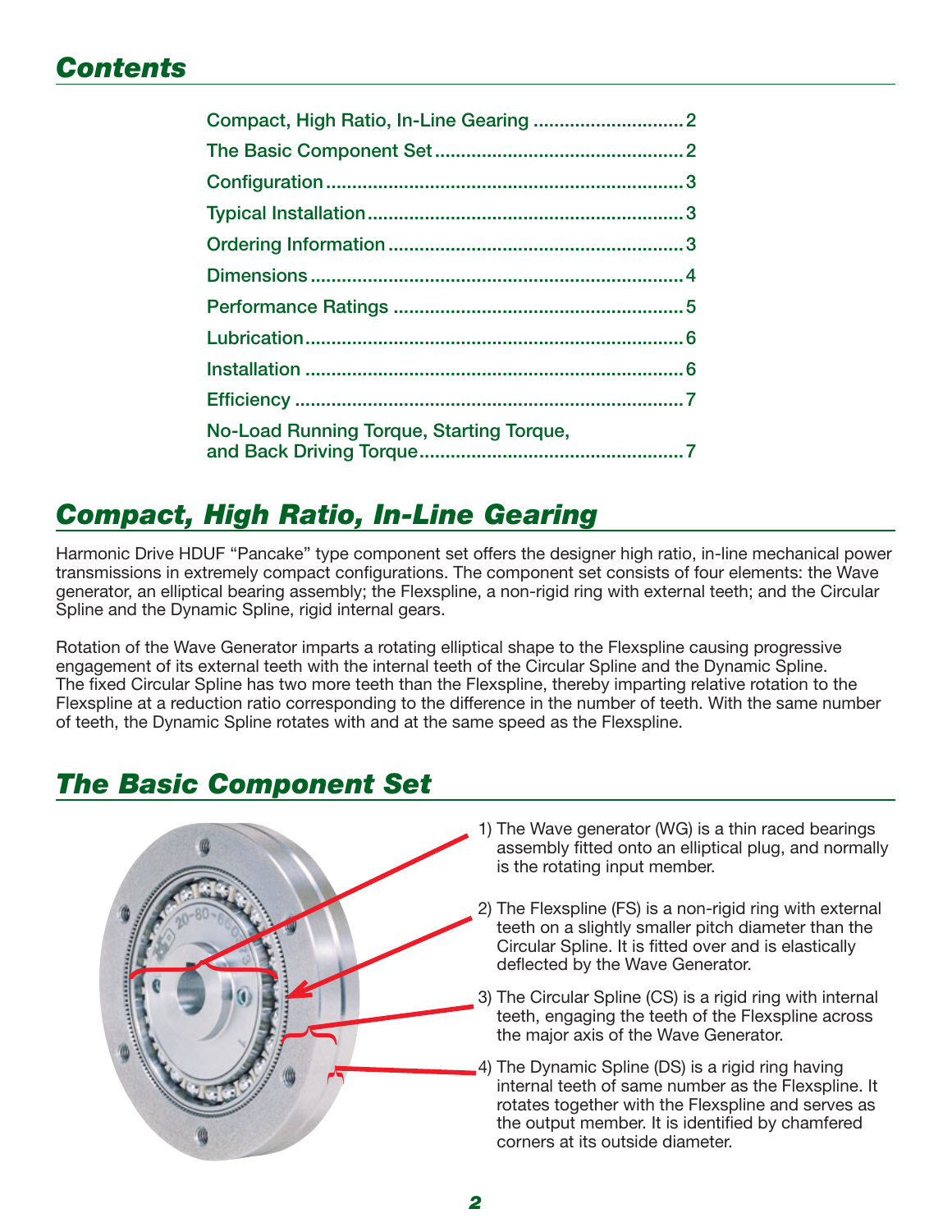## Contents

| | |
|---|---|
| Compact, High Ratio, In-Line Gearing | 2 |
| The Basic Component Set | 2 |
| Configuration | 3 |
| Typical Installation | 3 |
| Ordering Information | 3 |
| Dimensions | 4 |
| Performance Ratings | 5 |
| Lubrication | 6 |
| Installation | 6 |
| Efficiency | 7 |
| No-Load Running Torque, Starting Torque, and Back Driving Torque | 7 |

## Compact, High Ratio, In-Line Gearing

Harmonic Drive HDUF "Pancake" type component set offers the designer high ratio, in-line mechanical power transmissions in extremely compact configurations. The component set consists of four elements: the Wave generator, an elliptical bearing assembly; the Flexspline, a non-rigid ring with external teeth; and the Circular Spline and the Dynamic Spline, rigid internal gears.

Rotation of the Wave Generator imparts a rotating elliptical shape to the Flexspline causing progressive engagement of its external teeth with the internal teeth of the Circular Spline and the Dynamic Spline. The fixed Circular Spline has two more teeth than the Flexspline, thereby imparting relative rotation to the Flexspline at a reduction ratio corresponding to the difference in the number of teeth. With the same number of teeth, the Dynamic Spline rotates with and at the same speed as the Flexspline.

## The Basic Component Set

1) The Wave generator (WG) is a thin raced bearings assembly fitted onto an elliptical plug, and normally is the rotating input member.

2) The Flexspline (FS) is a non-rigid ring with external teeth on a slightly smaller pitch diameter than the Circular Spline. It is fitted over and is elastically deflected by the Wave Generator.

3) The Circular Spline (CS) is a rigid ring with internal teeth, engaging the teeth of the Flexspline across the major axis of the Wave Generator.

4) The Dynamic Spline (DS) is a rigid ring having internal teeth of same number as the Flexspline. It rotates together with the Flexspline and serves as the output member. It is identified by chamfered corners at its outside diameter.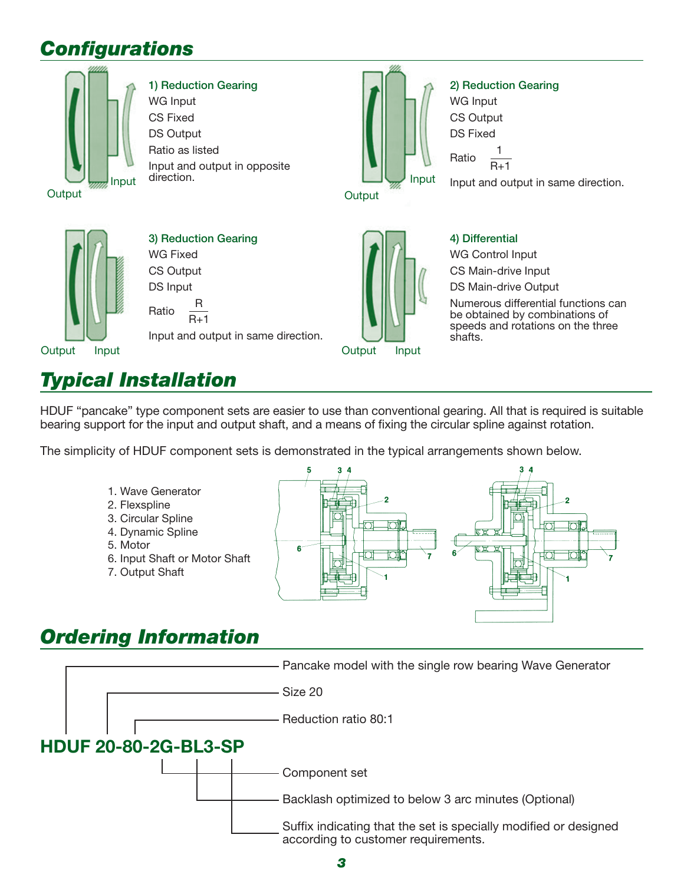## Configurations

**1) Reduction Gearing**

WG Input
CS Fixed
DS Output
Ratio as listed
Input and output in opposite direction.

**2) Reduction Gearing**

WG Input
CS Output
DS Fixed
Ratio $\frac{1}{R+1}$
Input and output in same direction.

**3) Reduction Gearing**

WG Fixed
CS Output
DS Input
Ratio $\frac{R}{R+1}$
Input and output in same direction.

**4) Differential**

WG Control Input
CS Main-drive Input
DS Main-drive Output
Numerous differential functions can be obtained by combinations of speeds and rotations on the three shafts.

## Typical Installation

HDUF "pancake" type component sets are easier to use than conventional gearing. All that is required is suitable bearing support for the input and output shaft, and a means of fixing the circular spline against rotation.

The simplicity of HDUF component sets is demonstrated in the typical arrangements shown below.

1. Wave Generator
2. Flexspline
3. Circular Spline
4. Dynamic Spline
5. Motor
6. Input Shaft or Motor Shaft
7. Output Shaft

## Ordering Information

**HDUF 20-80-2G-BL3-SP**

- HDUF: Pancake model with the single row bearing Wave Generator
- 20: Size 20
- 80: Reduction ratio 80:1
- 2G: Component set
- BL3: Backlash optimized to below 3 arc minutes (Optional)
- SP: Suffix indicating that the set is specially modified or designed according to customer requirements.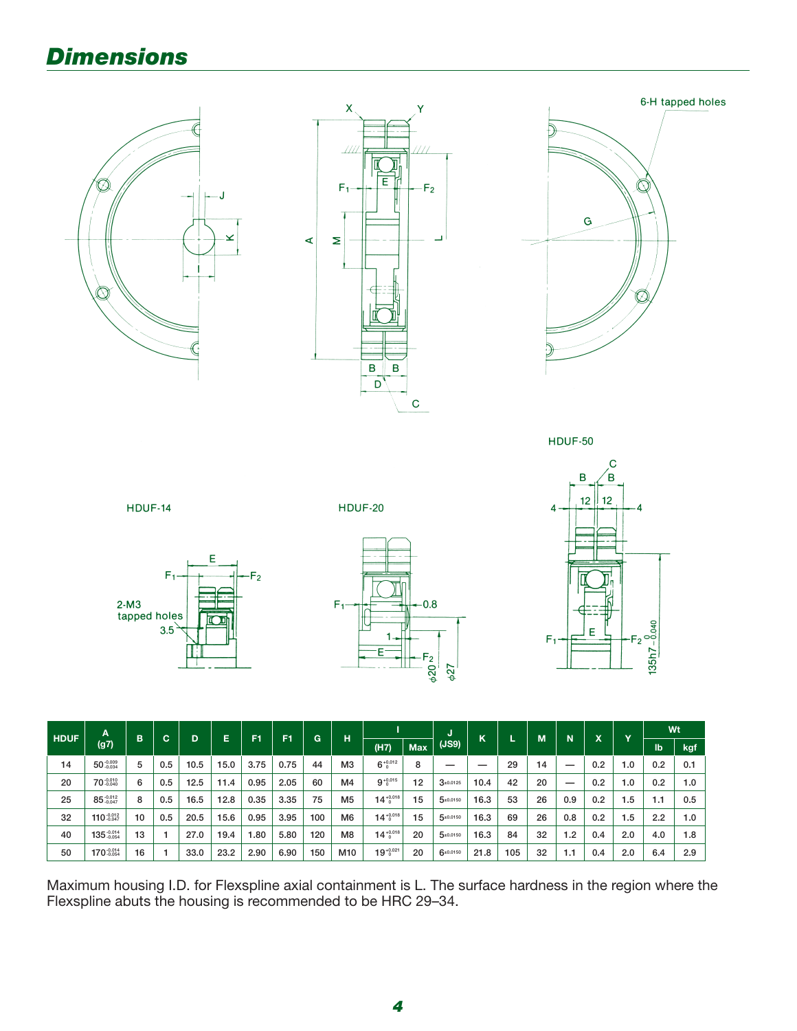# Dimensions

6-H tapped holes

HDUF-14

2-M3 tapped holes

HDUF-20

HDUF-50

| HDUF | A (g7) | B | C | D | E | F1 | F1 | G | H | I | | J (JS9) | K | L | M | N | X | Y | Wt | |
|---|---|---|---|---|---|---|---|---|---|---|---|---|---|---|---|---|---|---|---|---|
| | | | | | | | | | | (H7) | Max | | | | | | | | lb | kgf |
| 14 | $50^{-0.009}_{-0.034}$ | 5 | 0.5 | 10.5 | 15.0 | 3.75 | 0.75 | 44 | M3 | $6^{+0.012}_{0}$ | 8 | — | — | 29 | 14 | — | 0.2 | 1.0 | 0.2 | 0.1 |
| 20 | $70^{-0.010}_{-0.040}$ | 6 | 0.5 | 12.5 | 11.4 | 0.95 | 2.05 | 60 | M4 | $9^{+0.015}_{0}$ | 12 | $3_{\pm0.0125}$ | 10.4 | 42 | 20 | — | 0.2 | 1.0 | 0.2 | 1.0 |
| 25 | $85^{-0.012}_{-0.047}$ | 8 | 0.5 | 16.5 | 12.8 | 0.35 | 3.35 | 75 | M5 | $14^{+0.018}_{0}$ | 15 | $5_{\pm0.0150}$ | 16.3 | 53 | 26 | 0.9 | 0.2 | 1.5 | 1.1 | 0.5 |
| 32 | $110^{-0.012}_{-0.047}$ | 10 | 0.5 | 20.5 | 15.6 | 0.95 | 3.95 | 100 | M6 | $14^{+0.018}_{0}$ | 15 | $5_{\pm0.0150}$ | 16.3 | 69 | 26 | 0.8 | 0.2 | 1.5 | 2.2 | 1.0 |
| 40 | $135^{-0.014}_{-0.054}$ | 13 | 1 | 27.0 | 19.4 | 1.80 | 5.80 | 120 | M8 | $14^{+0.018}_{0}$ | 20 | $5_{\pm0.0150}$ | 16.3 | 84 | 32 | 1.2 | 0.4 | 2.0 | 4.0 | 1.8 |
| 50 | $170^{-0.014}_{-0.054}$ | 16 | 1 | 33.0 | 23.2 | 2.90 | 6.90 | 150 | M10 | $19^{+0.021}_{0}$ | 20 | $6_{\pm0.0150}$ | 21.8 | 105 | 32 | 1.1 | 0.4 | 2.0 | 6.4 | 2.9 |

Maximum housing I.D. for Flexspline axial containment is L. The surface hardness in the region where the Flexspline abuts the housing is recommended to be HRC 29–34.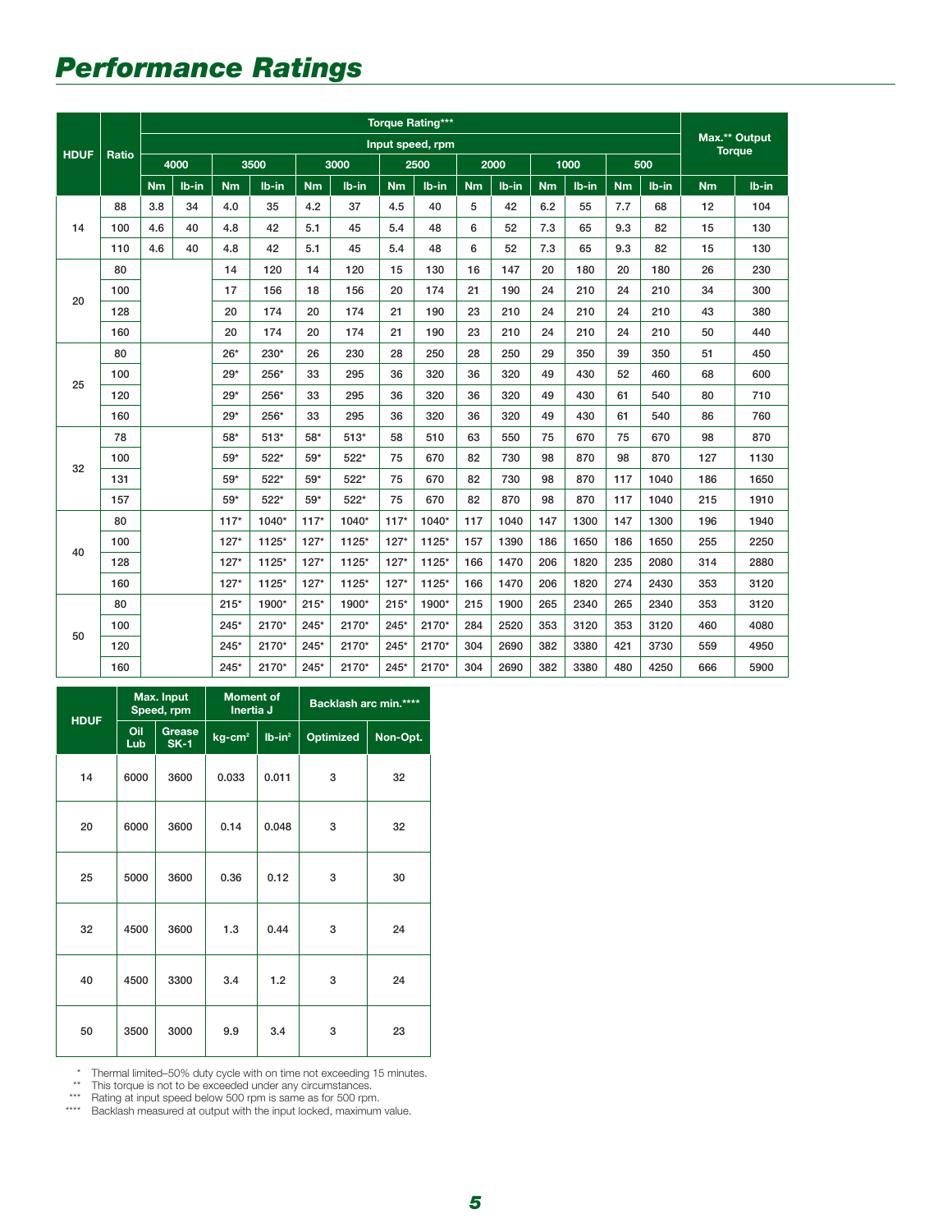# Performance Ratings

| HDUF | Ratio | Torque Rating*** | | | | | | | | | | | | | | Max.** Output Torque | |
|---|---|---|---|---|---|---|---|---|---|---|---|---|---|---|---|---|---|
| | | Input speed, rpm | | | | | | | | | | | | | | | |
| | | 4000 | | 3500 | | 3000 | | 2500 | | 2000 | | 1000 | | 500 | | | |
| | | Nm | lb-in | Nm | lb-in | Nm | lb-in | Nm | lb-in | Nm | lb-in | Nm | lb-in | Nm | lb-in | Nm | lb-in |
| 14 | 88 | 3.8 | 34 | 4.0 | 35 | 4.2 | 37 | 4.5 | 40 | 5 | 42 | 6.2 | 55 | 7.7 | 68 | 12 | 104 |
| | 100 | 4.6 | 40 | 4.8 | 42 | 5.1 | 45 | 5.4 | 48 | 6 | 52 | 7.3 | 65 | 9.3 | 82 | 15 | 130 |
| | 110 | 4.6 | 40 | 4.8 | 42 | 5.1 | 45 | 5.4 | 48 | 6 | 52 | 7.3 | 65 | 9.3 | 82 | 15 | 130 |
| 20 | 80 | | | 14 | 120 | 14 | 120 | 15 | 130 | 16 | 147 | 20 | 180 | 20 | 180 | 26 | 230 |
| | 100 | | | 17 | 156 | 18 | 156 | 20 | 174 | 21 | 190 | 24 | 210 | 24 | 210 | 34 | 300 |
| | 128 | | | 20 | 174 | 20 | 174 | 21 | 190 | 23 | 210 | 24 | 210 | 24 | 210 | 43 | 380 |
| | 160 | | | 20 | 174 | 20 | 174 | 21 | 190 | 23 | 210 | 24 | 210 | 24 | 210 | 50 | 440 |
| 25 | 80 | | | 26* | 230* | 26 | 230 | 28 | 250 | 28 | 250 | 29 | 350 | 39 | 350 | 51 | 450 |
| | 100 | | | 29* | 256* | 33 | 295 | 36 | 320 | 36 | 320 | 49 | 430 | 52 | 460 | 68 | 600 |
| | 120 | | | 29* | 256* | 33 | 295 | 36 | 320 | 36 | 320 | 49 | 430 | 61 | 540 | 80 | 710 |
| | 160 | | | 29* | 256* | 33 | 295 | 36 | 320 | 36 | 320 | 49 | 430 | 61 | 540 | 86 | 760 |
| 32 | 78 | | | 58* | 513* | 58* | 513* | 58 | 510 | 63 | 550 | 75 | 670 | 75 | 670 | 98 | 870 |
| | 100 | | | 59* | 522* | 59* | 522* | 75 | 670 | 82 | 730 | 98 | 870 | 98 | 870 | 127 | 1130 |
| | 131 | | | 59* | 522* | 59* | 522* | 75 | 670 | 82 | 730 | 98 | 870 | 117 | 1040 | 186 | 1650 |
| | 157 | | | 59* | 522* | 59* | 522* | 75 | 670 | 82 | 870 | 98 | 870 | 117 | 1040 | 215 | 1910 |
| 40 | 80 | | | 117* | 1040* | 117* | 1040* | 117* | 1040* | 117 | 1040 | 147 | 1300 | 147 | 1300 | 196 | 1940 |
| | 100 | | | 127* | 1125* | 127* | 1125* | 127* | 1125* | 157 | 1390 | 186 | 1650 | 186 | 1650 | 255 | 2250 |
| | 128 | | | 127* | 1125* | 127* | 1125* | 127* | 1125* | 166 | 1470 | 206 | 1820 | 235 | 2080 | 314 | 2880 |
| | 160 | | | 127* | 1125* | 127* | 1125* | 127* | 1125* | 166 | 1470 | 206 | 1820 | 274 | 2430 | 353 | 3120 |
| 50 | 80 | | | 215* | 1900* | 215* | 1900* | 215* | 1900* | 215 | 1900 | 265 | 2340 | 265 | 2340 | 353 | 3120 |
| | 100 | | | 245* | 2170* | 245* | 2170* | 245* | 2170* | 284 | 2520 | 353 | 3120 | 353 | 3120 | 460 | 4080 |
| | 120 | | | 245* | 2170* | 245* | 2170* | 245* | 2170* | 304 | 2690 | 382 | 3380 | 421 | 3730 | 559 | 4950 |
| | 160 | | | 245* | 2170* | 245* | 2170* | 245* | 2170* | 304 | 2690 | 382 | 3380 | 480 | 4250 | 666 | 5900 |

| HDUF | Max. Input Speed, rpm | | Moment of Inertia J | | Backlash arc min.**** | |
|---|---|---|---|---|---|---|
| | Oil Lub | Grease SK-1 | kg-cm² | lb-in² | Optimized | Non-Opt. |
| 14 | 6000 | 3600 | 0.033 | 0.011 | 3 | 32 |
| 20 | 6000 | 3600 | 0.14 | 0.048 | 3 | 32 |
| 25 | 5000 | 3600 | 0.36 | 0.12 | 3 | 30 |
| 32 | 4500 | 3600 | 1.3 | 0.44 | 3 | 24 |
| 40 | 4500 | 3300 | 3.4 | 1.2 | 3 | 24 |
| 50 | 3500 | 3000 | 9.9 | 3.4 | 3 | 23 |

\* Thermal limited–50% duty cycle with on time not exceeding 15 minutes.
** This torque is not to be exceeded under any circumstances.
*** Rating at input speed below 500 rpm is same as for 500 rpm.
**** Backlash measured at output with the input locked, maximum value.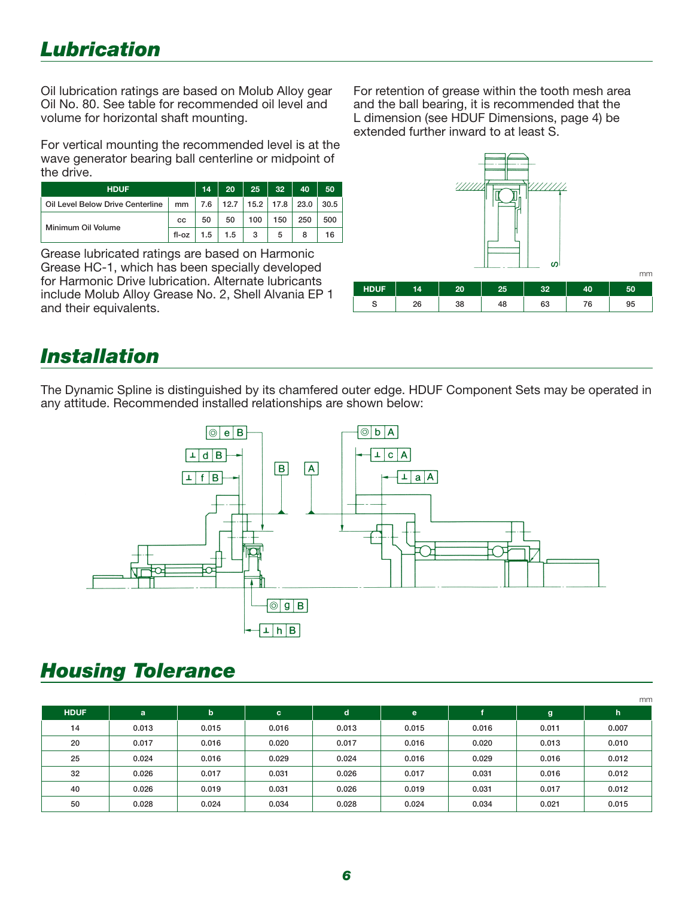# Lubrication

Oil lubrication ratings are based on Molub Alloy gear Oil No. 80. See table for recommended oil level and volume for horizontal shaft mounting.

For vertical mounting the recommended level is at the wave generator bearing ball centerline or midpoint of the drive.

| HDUF | | 14 | 20 | 25 | 32 | 40 | 50 |
|---|---|---|---|---|---|---|---|
| Oil Level Below Drive Centerline | mm | 7.6 | 12.7 | 15.2 | 17.8 | 23.0 | 30.5 |
| Minimum Oil Volume | cc | 50 | 50 | 100 | 150 | 250 | 500 |
| | fl-oz | 1.5 | 1.5 | 3 | 5 | 8 | 16 |

Grease lubricated ratings are based on Harmonic Grease HC-1, which has been specially developed for Harmonic Drive lubrication. Alternate lubricants include Molub Alloy Grease No. 2, Shell Alvania EP 1 and their equivalents.

For retention of grease within the tooth mesh area and the ball bearing, it is recommended that the L dimension (see HDUF Dimensions, page 4) be extended further inward to at least S.

mm

| HDUF | 14 | 20 | 25 | 32 | 40 | 50 |
|---|---|---|---|---|---|---|
| S | 26 | 38 | 48 | 63 | 76 | 95 |

# Installation

The Dynamic Spline is distinguished by its chamfered outer edge. HDUF Component Sets may be operated in any attitude. Recommended installed relationships are shown below:

# Housing Tolerance

mm

| HDUF | a | b | c | d | e | f | g | h |
|---|---|---|---|---|---|---|---|---|
| 14 | 0.013 | 0.015 | 0.016 | 0.013 | 0.015 | 0.016 | 0.011 | 0.007 |
| 20 | 0.017 | 0.016 | 0.020 | 0.017 | 0.016 | 0.020 | 0.013 | 0.010 |
| 25 | 0.024 | 0.016 | 0.029 | 0.024 | 0.016 | 0.029 | 0.016 | 0.012 |
| 32 | 0.026 | 0.017 | 0.031 | 0.026 | 0.017 | 0.031 | 0.016 | 0.012 |
| 40 | 0.026 | 0.019 | 0.031 | 0.026 | 0.019 | 0.031 | 0.017 | 0.012 |
| 50 | 0.028 | 0.024 | 0.034 | 0.028 | 0.024 | 0.034 | 0.021 | 0.015 |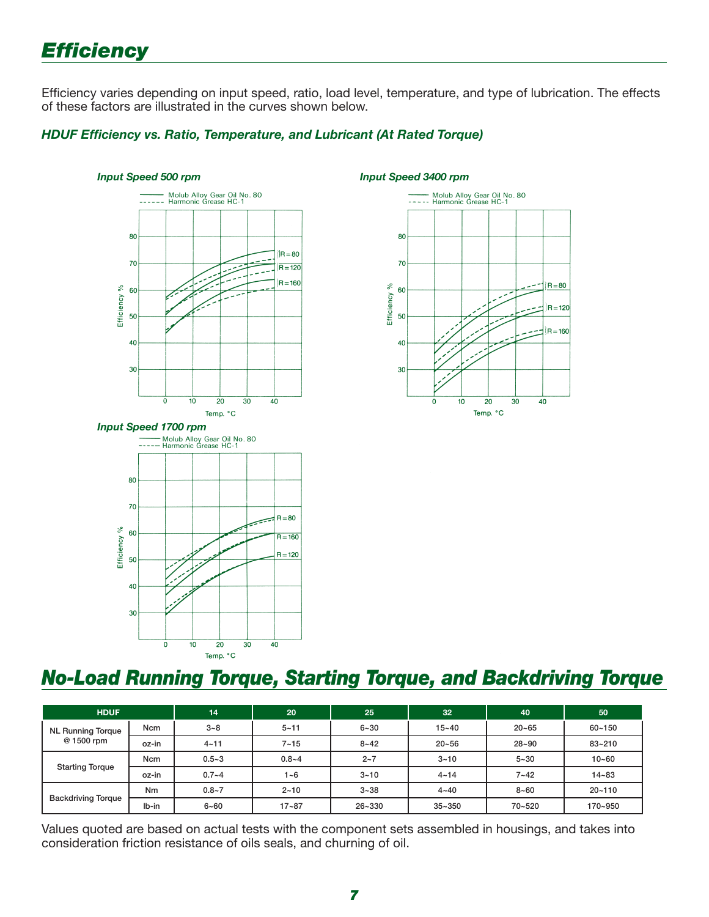# Efficiency

Efficiency varies depending on input speed, ratio, load level, temperature, and type of lubrication. The effects of these factors are illustrated in the curves shown below.

### *HDUF Efficiency vs. Ratio, Temperature, and Lubricant (At Rated Torque)*

*Input Speed 500 rpm*

*Input Speed 3400 rpm*

*Input Speed 1700 rpm*

# No-Load Running Torque, Starting Torque, and Backdriving Torque

| HDUF | | 14 | 20 | 25 | 32 | 40 | 50 |
|---|---|---|---|---|---|---|---|
| NL Running Torque @ 1500 rpm | Ncm | 3~8 | 5~11 | 6~30 | 15~40 | 20~65 | 60~150 |
| | oz-in | 4~11 | 7~15 | 8~42 | 20~56 | 28~90 | 83~210 |
| Starting Torque | Ncm | 0.5~3 | 0.8~4 | 2~7 | 3~10 | 5~30 | 10~60 |
| | oz-in | 0.7~4 | 1~6 | 3~10 | 4~14 | 7~42 | 14~83 |
| Backdriving Torque | Nm | 0.8~7 | 2~10 | 3~38 | 4~40 | 8~60 | 20~110 |
| | lb-in | 6~60 | 17~87 | 26~330 | 35~350 | 70~520 | 170~950 |

Values quoted are based on actual tests with the component sets assembled in housings, and takes into consideration friction resistance of oils seals, and churning of oil.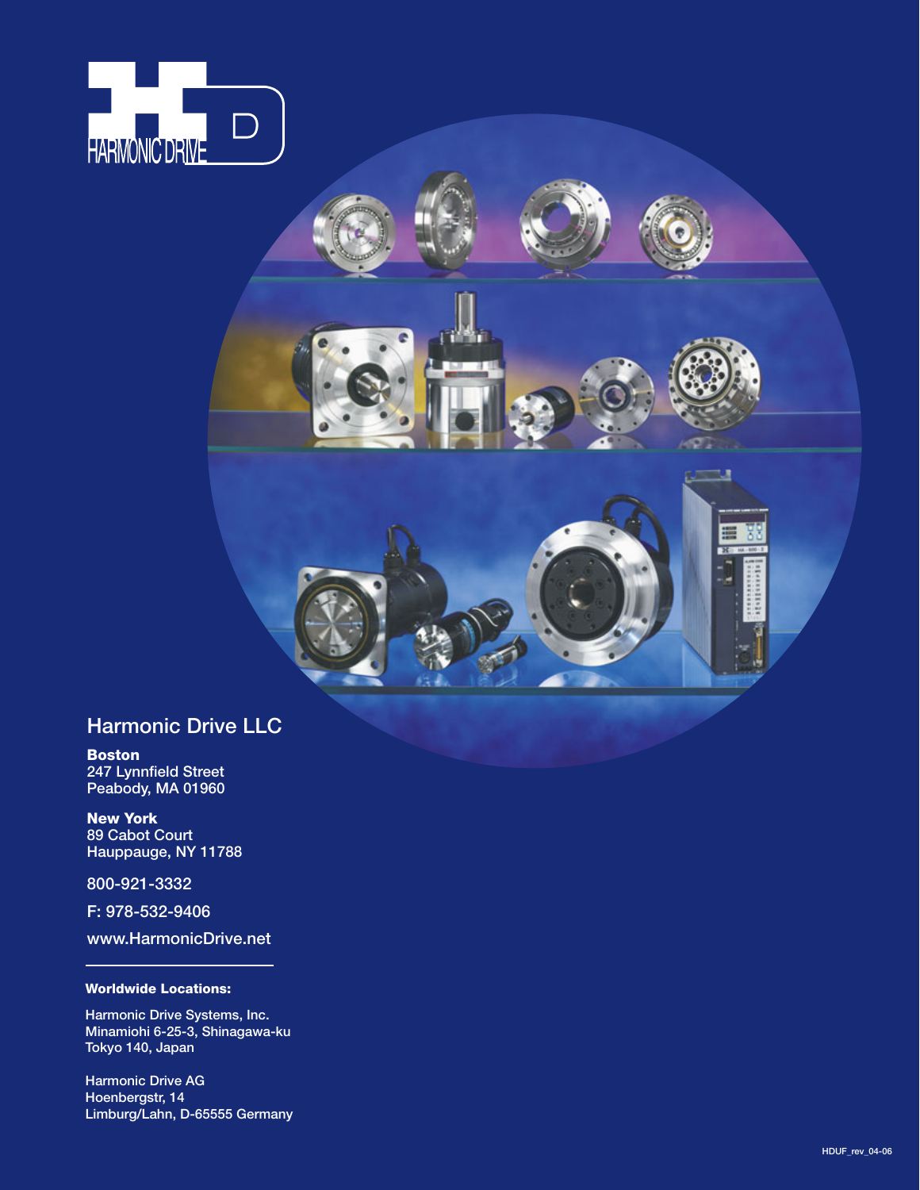## Harmonic Drive LLC

**Boston**
247 Lynnfield Street
Peabody, MA 01960

**New York**
89 Cabot Court
Hauppauge, NY 11788

800-921-3332

F: 978-532-9406

www.HarmonicDrive.net

**Worldwide Locations:**

Harmonic Drive Systems, Inc.
Minamiohi 6-25-3, Shinagawa-ku
Tokyo 140, Japan

Harmonic Drive AG
Hoenbergstr, 14
Limburg/Lahn, D-65555 Germany

HDUF_rev_04-06